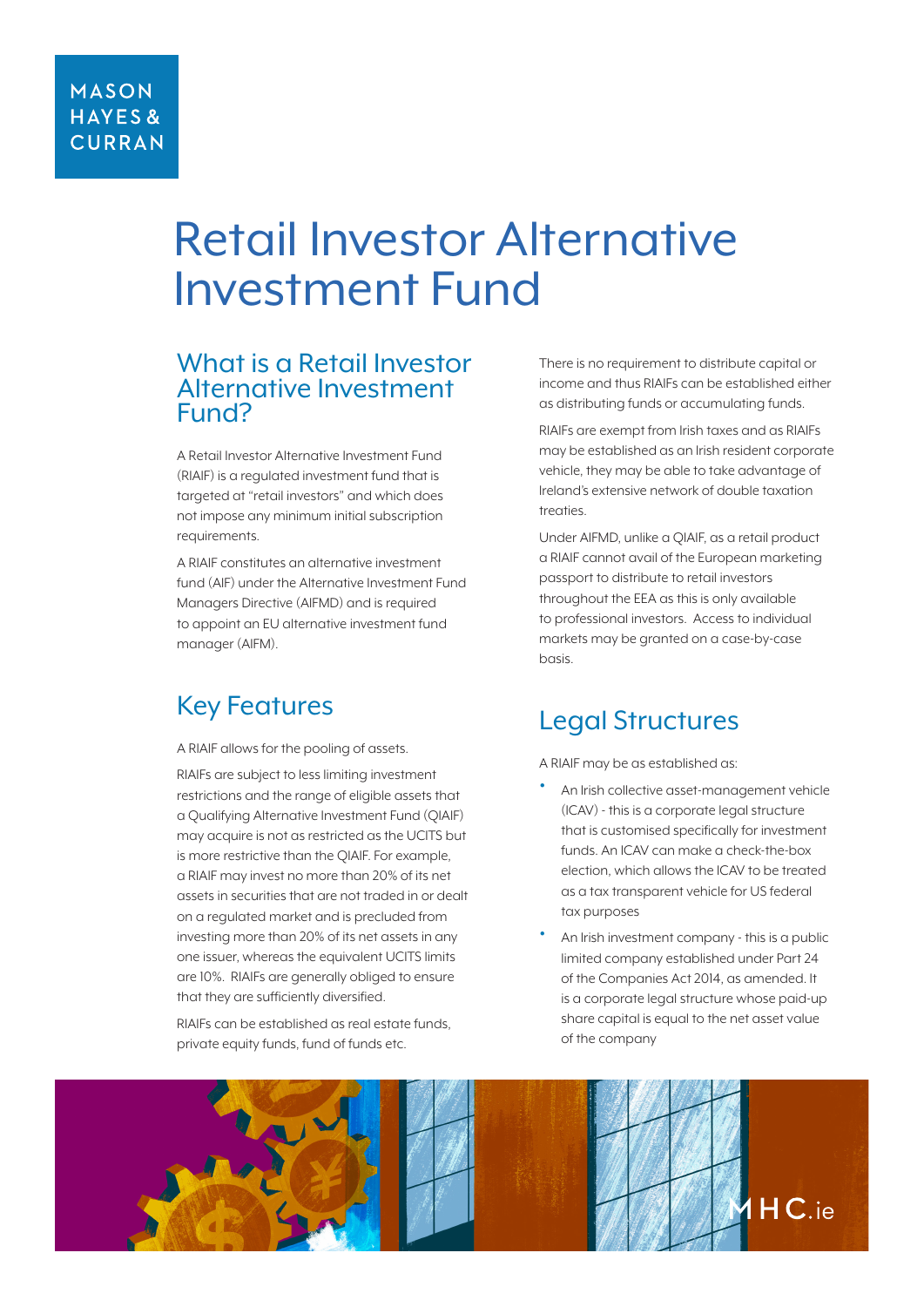MASON HAYES & CURRAN

# Retail Investor Alternative Investment Fund

## What is a Retail Investor Alternative Investment Fund?

A Retail Investor Alternative Investment Fund (RIAIF) is a regulated investment fund that is targeted at "retail investors" and which does not impose any minimum initial subscription requirements.

A RIAIF constitutes an alternative investment fund (AIF) under the Alternative Investment Fund Managers Directive (AIFMD) and is required to appoint an EU alternative investment fund manager (AIFM).

## Key Features

A RIAIF allows for the pooling of assets.

RIAIFs are subject to less limiting investment restrictions and the range of eligible assets that a Qualifying Alternative Investment Fund (QIAIF) may acquire is not as restricted as the UCITS but is more restrictive than the QIAIF. For example, a RIAIF may invest no more than 20% of its net assets in securities that are not traded in or dealt on a regulated market and is precluded from investing more than 20% of its net assets in any one issuer, whereas the equivalent UCITS limits are 10%. RIAIFs are generally obliged to ensure that they are sufficiently diversified.

RIAIFs can be established as real estate funds, private equity funds, fund of funds etc.

There is no requirement to distribute capital or income and thus RIAIFs can be established either as distributing funds or accumulating funds.

RIAIFs are exempt from Irish taxes and as RIAIFs may be established as an Irish resident corporate vehicle, they may be able to take advantage of Ireland's extensive network of double taxation treaties.

Under AIFMD, unlike a QIAIF, as a retail product a RIAIF cannot avail of the European marketing passport to distribute to retail investors throughout the EEA as this is only available to professional investors. Access to individual markets may be granted on a case-by-case basis.

## Legal Structures

A RIAIF may be as established as:

- An Irish collective asset-management vehicle (ICAV) - this is a corporate legal structure that is customised specifically for investment funds. An ICAV can make a check-the-box election, which allows the ICAV to be treated as a tax transparent vehicle for US federal tax purposes
- An Irish investment company - this is a public limited company established under Part 24 of the Companies Act 2014, as amended. It is a corporate legal structure whose paid-up share capital is equal to the net asset value of the company

MHC.ie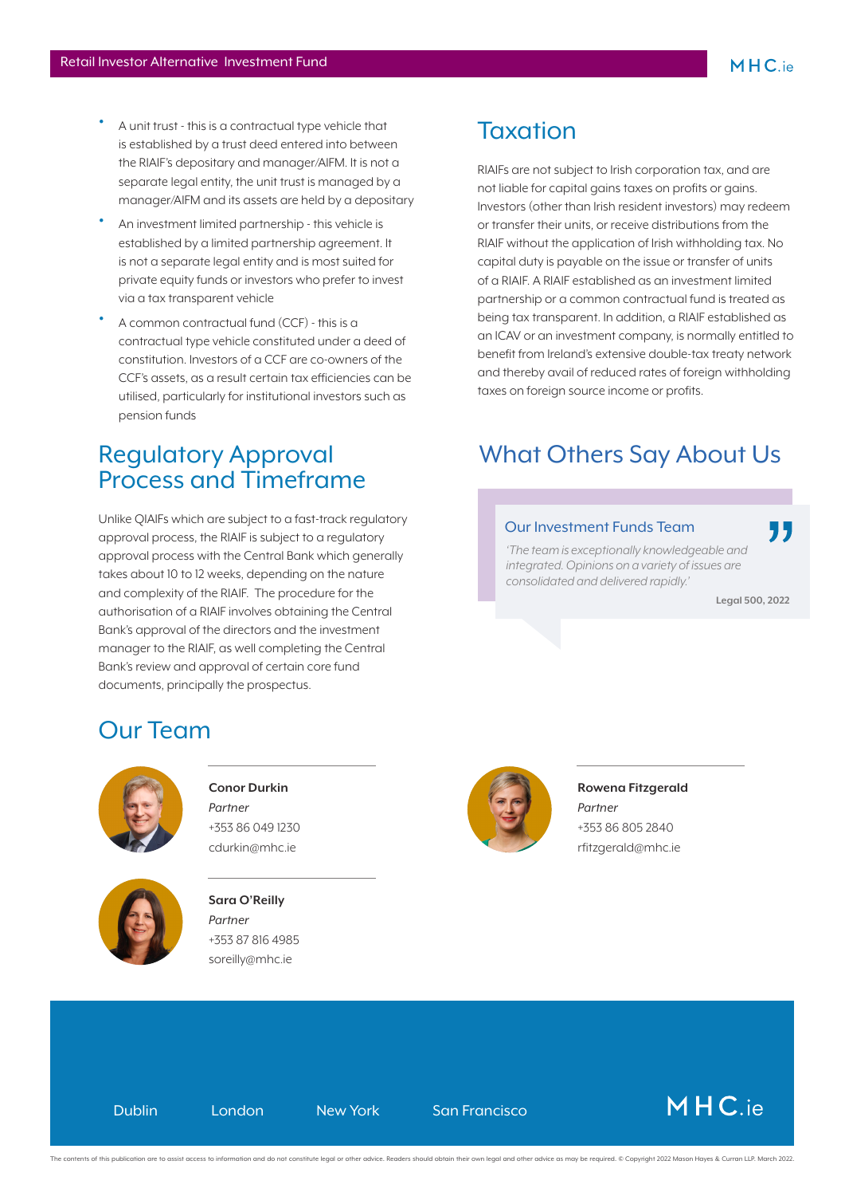- A unit trust - this is a contractual type vehicle that is established by a trust deed entered into between the RIAIF's depositary and manager/AIFM. It is not a separate legal entity, the unit trust is managed by a manager/AIFM and its assets are held by a depositary
- An investment limited partnership - this vehicle is established by a limited partnership agreement. It is not a separate legal entity and is most suited for private equity funds or investors who prefer to invest via a tax transparent vehicle
- A common contractual fund (CCF) - this is a contractual type vehicle constituted under a deed of constitution. Investors of a CCF are co-owners of the CCF's assets, as a result certain tax efficiencies can be utilised, particularly for institutional investors such as pension funds

## Regulatory Approval Process and Timeframe

Unlike QIAIFs which are subject to a fast-track regulatory approval process, the RIAIF is subject to a regulatory approval process with the Central Bank which generally takes about 10 to 12 weeks, depending on the nature and complexity of the RIAIF. The procedure for the authorisation of a RIAIF involves obtaining the Central Bank's approval of the directors and the investment manager to the RIAIF, as well completing the Central Bank's review and approval of certain core fund documents, principally the prospectus.

## Taxation

RIAIFs are not subject to Irish corporation tax, and are not liable for capital gains taxes on profits or gains. Investors (other than Irish resident investors) may redeem or transfer their units, or receive distributions from the RIAIF without the application of Irish withholding tax. No capital duty is payable on the issue or transfer of units of a RIAIF. A RIAIF established as an investment limited partnership or a common contractual fund is treated as being tax transparent. In addition, a RIAIF established as an ICAV or an investment company, is normally entitled to benefit from Ireland's extensive double-tax treaty network and thereby avail of reduced rates of foreign withholding taxes on foreign source income or profits.

## What Others Say About Us

**Our Investment Funds Team**

*'The team is exceptionally knowledgeable and integrated. Opinions on a variety of issues are consolidated and delivered rapidly.'*

**Legal 500, 2022**

## Our Team

**Conor Durkin**
*Partner*
+353 86 049 1230
cdurkin@mhc.ie

**Rowena Fitzgerald**
*Partner*
+353 86 805 2840
rfitzgerald@mhc.ie

**Sara O'Reilly**
*Partner*
+353 87 816 4985
soreilly@mhc.ie

Dublin London New York San Francisco

MHC.ie

The contents of this publication are to assist access to information and do not constitute legal or other advice. Readers should obtain their own legal and other advice as may be required. © Copyright 2022 Mason Hayes & Curran LLP. March 2022.